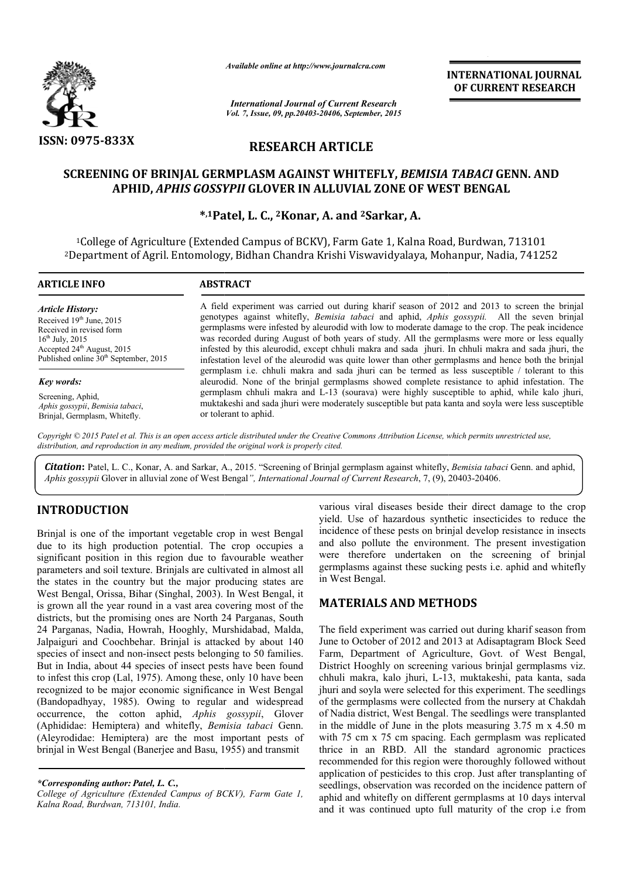ISSN: 0975-833X

*Available online at http://www.journalcra.com*

*International Journal of Current Research*
*Vol. 7, Issue, 09, pp.20403-20406, September, 2015*

**INTERNATIONAL JOURNAL OF CURRENT RESEARCH**

# RESEARCH ARTICLE

## SCREENING OF BRINJAL GERMPLASM AGAINST WHITEFLY, *BEMISIA TABACI* GENN. AND APHID, *APHIS GOSSYPII* GLOVER IN ALLUVIAL ZONE OF WEST BENGAL

**\*,[1]Patel, L. C., [2]Konar, A. and [2]Sarkar, A.**

[1]College of Agriculture (Extended Campus of BCKV), Farm Gate 1, Kalna Road, Burdwan, 713101
[2]Department of Agril. Entomology, Bidhan Chandra Krishi Viswavidyalaya, Mohanpur, Nadia, 741252

**ARTICLE INFO**

*Article History:*
Received 19th June, 2015
Received in revised form
16th July, 2015
Accepted 24th August, 2015
Published online 30th September, 2015

*Key words:*
Screening, Aphid,
*Aphis gossypii*, *Bemisia tabaci*,
Brinjal, Germplasm, Whitefly.

**ABSTRACT**

A field experiment was carried out during kharif season of 2012 and 2013 to screen the brinjal genotypes against whitefly, *Bemisia tabaci* and aphid, *Aphis gossypii.* All the seven brinjal germplasms were infested by aleurodid with low to moderate damage to the crop. The peak incidence was recorded during August of both years of study. All the germplasms were more or less equally infested by this aleurodid, except chhuli makra and sada jhuri. In chhuli makra and sada jhuri, the infestation level of the aleurodid was quite lower than other germplasms and hence both the brinjal germplasm i.e. chhuli makra and sada jhuri can be termed as less susceptible / tolerant to this aleurodid. None of the brinjal germplasms showed complete resistance to aphid infestation. The germplasm chhuli makra and L-13 (sourava) were highly susceptible to aphid, while kalo jhuri, muktakeshi and sada jhuri were moderately susceptible but pata kanta and soyla were less susceptible or tolerant to aphid.

*Copyright © 2015 Patel et al. This is an open access article distributed under the Creative Commons Attribution License, which permits unrestricted use, distribution, and reproduction in any medium, provided the original work is properly cited.*

***Citation*:** Patel, L. C., Konar, A. and Sarkar, A., 2015. "Screening of Brinjal germplasm against whitefly, *Bemisia tabaci* Genn. and aphid, *Aphis gossypii* Glover in alluvial zone of West Bengal*", International Journal of Current Research*, 7, (9), 20403-20406.

# INTRODUCTION

Brinjal is one of the important vegetable crop in west Bengal due to its high production potential. The crop occupies a significant position in this region due to favourable weather parameters and soil texture. Brinjals are cultivated in almost all the states in the country but the major producing states are West Bengal, Orissa, Bihar (Singhal, 2003). In West Bengal, it is grown all the year round in a vast area covering most of the districts, but the promising ones are North 24 Parganas, South 24 Parganas, Nadia, Howrah, Hooghly, Murshidabad, Malda, Jalpaiguri and Coochbehar. Brinjal is attacked by about 140 species of insect and non-insect pests belonging to 50 families. But in India, about 44 species of insect pests have been found to infest this crop (Lal, 1975). Among these, only 10 have been recognized to be major economic significance in West Bengal (Bandopadhyay, 1985). Owing to regular and widespread occurrence, the cotton aphid, *Aphis gossypii*, Glover (Aphididae: Hemiptera) and whitefly, *Bemisia tabaci* Genn. (Aleyrodidae: Hemiptera) are the most important pests of brinjal in West Bengal (Banerjee and Basu, 1955) and transmit various viral diseases beside their direct damage to the crop yield. Use of hazardous synthetic insecticides to reduce the incidence of these pests on brinjal develop resistance in insects and also pollute the environment. The present investigation were therefore undertaken on the screening of brinjal germplasms against these sucking pests i.e. aphid and whitefly in West Bengal.

# MATERIALS AND METHODS

The field experiment was carried out during kharif season from June to October of 2012 and 2013 at Adisaptagram Block Seed Farm, Department of Agriculture, Govt. of West Bengal, District Hooghly on screening various brinjal germplasms viz. chhuli makra, kalo jhuri, L-13, muktakeshi, pata kanta, sada jhuri and soyla were selected for this experiment. The seedlings of the germplasms were collected from the nursery at Chakdah of Nadia district, West Bengal. The seedlings were transplanted in the middle of June in the plots measuring 3.75 m x 4.50 m with 75 cm x 75 cm spacing. Each germplasm was replicated thrice in an RBD. All the standard agronomic practices recommended for this region were thoroughly followed without application of pesticides to this crop. Just after transplanting of seedlings, observation was recorded on the incidence pattern of aphid and whitefly on different germplasms at 10 days interval and it was continued upto full maturity of the crop i.e from

*\*Corresponding author: Patel, L. C.,*
*College of Agriculture (Extended Campus of BCKV), Farm Gate 1, Kalna Road, Burdwan, 713101, India.*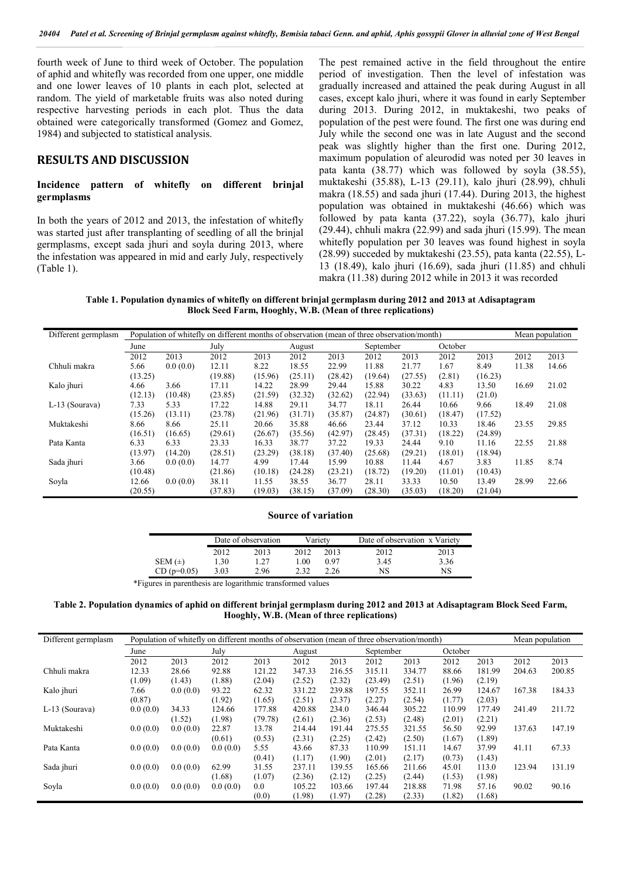fourth week of June to third week of October. The population of aphid and whitefly was recorded from one upper, one middle and one lower leaves of 10 plants in each plot, selected at random. The yield of marketable fruits was also noted during respective harvesting periods in each plot. Thus the data obtained were categorically transformed (Gomez and Gomez, 1984) and subjected to statistical analysis.

## RESULTS AND DISCUSSION

### Incidence pattern of whitefly on different brinjal germplasms

In both the years of 2012 and 2013, the infestation of whitefly was started just after transplanting of seedling of all the brinjal germplasms, except sada jhuri and soyla during 2013, where the infestation was appeared in mid and early July, respectively (Table 1).

The pest remained active in the field throughout the entire period of investigation. Then the level of infestation was gradually increased and attained the peak during August in all cases, except kalo jhuri, where it was found in early September during 2013. During 2012, in muktakeshi, two peaks of population of the pest were found. The first one was during end July while the second one was in late August and the second peak was slightly higher than the first one. During 2012, maximum population of aleurodid was noted per 30 leaves in pata kanta (38.77) which was followed by soyla (38.55), muktakeshi (35.88), L-13 (29.11), kalo jhuri (28.99), chhuli makra (18.55) and sada jhuri (17.44). During 2013, the highest population was obtained in muktakeshi (46.66) which was followed by pata kanta (37.22), soyla (36.77), kalo jhuri (29.44), chhuli makra (22.99) and sada jhuri (15.99). The mean whitefly population per 30 leaves was found highest in soyla (28.99) succeded by muktakeshi (23.55), pata kanta (22.55), L-13 (18.49), kalo jhuri (16.69), sada jhuri (11.85) and chhuli makra (11.38) during 2012 while in 2013 it was recorded

**Table 1. Population dynamics of whitefly on different brinjal germplasm during 2012 and 2013 at Adisaptagram Block Seed Farm, Hooghly, W.B. (Mean of three replications)**

| Different germplasm | Population of whitefly on different months of observation (mean of three observation/month) | | | | | | | | | | Mean population | |
|---|---|---|---|---|---|---|---|---|---|---|---|---|
| | June | | July | | August | | September | | October | | | |
| | 2012 | 2013 | 2012 | 2013 | 2012 | 2013 | 2012 | 2013 | 2012 | 2013 | 2012 | 2013 |
| Chhuli makra | 5.66 (13.25) | 0.0 (0.0) | 12.11 (19.88) | 8.22 (15.96) | 18.55 (25.11) | 22.99 (28.42) | 11.88 (19.64) | 21.77 (27.55) | 1.67 (2.81) | 8.49 (16.23) | 11.38 | 14.66 |
| Kalo jhuri | 4.66 (12.13) | 3.66 (10.48) | 17.11 (23.85) | 14.22 (21.59) | 28.99 (32.32) | 29.44 (32.62) | 15.88 (22.94) | 30.22 (33.63) | 4.83 (11.11) | 13.50 (21.0) | 16.69 | 21.02 |
| L-13 (Sourava) | 7.33 (15.26) | 5.33 (13.11) | 17.22 (23.78) | 14.88 (21.96) | 29.11 (31.71) | 34.77 (35.87) | 18.11 (24.87) | 26.44 (30.61) | 10.66 (18.47) | 9.66 (17.52) | 18.49 | 21.08 |
| Muktakeshi | 8.66 (16.51) | 8.66 (16.65) | 25.11 (29.61) | 20.66 (26.67) | 35.88 (35.56) | 46.66 (42.97) | 23.44 (28.45) | 37.12 (37.31) | 10.33 (18.22) | 18.46 (24.89) | 23.55 | 29.85 |
| Pata Kanta | 6.33 (13.97) | 6.33 (14.20) | 23.33 (28.51) | 16.33 (23.29) | 38.77 (38.18) | 37.22 (37.40) | 19.33 (25.68) | 24.44 (29.21) | 9.10 (18.01) | 11.16 (18.94) | 22.55 | 21.88 |
| Sada jhuri | 3.66 (10.48) | 0.0 (0.0) | 14.77 (21.86) | 4.99 (10.18) | 17.44 (24.28) | 15.99 (23.21) | 10.88 (18.72) | 11.44 (19.20) | 4.67 (11.01) | 3.83 (10.43) | 11.85 | 8.74 |
| Soyla | 12.66 (20.55) | 0.0 (0.0) | 38.11 (37.83) | 11.55 (19.03) | 38.55 (38.15) | 36.77 (37.09) | 28.11 (28.30) | 33.33 (35.03) | 10.50 (18.20) | 13.49 (21.04) | 28.99 | 22.66 |

**Source of variation**

| | Date of observation | | Variety | | Date of observation x Variety | |
|---|---|---|---|---|---|---|
| | 2012 | 2013 | 2012 | 2013 | 2012 | 2013 |
| SEM (±) | 1.30 | 1.27 | 1.00 | 0.97 | 3.45 | 3.36 |
| CD (p=0.05) | 3.03 | 2.96 | 2.32 | 2.26 | NS | NS |

*Figures in parenthesis are logarithmic transformed values

**Table 2. Population dynamics of aphid on different brinjal germplasm during 2012 and 2013 at Adisaptagram Block Seed Farm, Hooghly, W.B. (Mean of three replications)**

| Different germplasm | Population of whitefly on different months of observation (mean of three observation/month) | | | | | | | | | | Mean population | |
|---|---|---|---|---|---|---|---|---|---|---|---|---|
| | June | | July | | August | | September | | October | | | |
| | 2012 | 2013 | 2012 | 2013 | 2012 | 2013 | 2012 | 2013 | 2012 | 2013 | 2012 | 2013 |
| Chhuli makra | 12.33 (1.09) | 28.66 (1.43) | 92.88 (1.88) | 121.22 (2.04) | 347.33 (2.52) | 216.55 (2.32) | 315.11 (23.49) | 334.77 (2.51) | 88.66 (1.96) | 181.99 (2.19) | 204.63 | 200.85 |
| Kalo jhuri | 7.66 (0.87) | 0.0 (0.0) | 93.22 (1.92) | 62.32 (1.65) | 331.22 (2.51) | 239.88 (2.37) | 197.55 (2.27) | 352.11 (2.54) | 26.99 (1.77) | 124.67 (2.03) | 167.38 | 184.33 |
| L-13 (Sourava) | 0.0 (0.0) | 34.33 (1.52) | 124.66 (1.98) | 177.88 (79.78) | 420.88 (2.61) | 234.0 (2.36) | 346.44 (2.53) | 305.22 (2.48) | 110.99 (2.01) | 177.49 (2.21) | 241.49 | 211.72 |
| Muktakeshi | 0.0 (0.0) | 0.0 (0.0) | 22.87 (0.61) | 13.78 (0.53) | 214.44 (2.31) | 191.44 (2.25) | 275.55 (2.42) | 321.55 (2.50) | 56.50 (1.67) | 92.99 (1.89) | 137.63 | 147.19 |
| Pata Kanta | 0.0 (0.0) | 0.0 (0.0) | 0.0 (0.0) | 5.55 (0.41) | 43.66 (1.17) | 87.33 (1.90) | 110.99 (2.01) | 151.11 (2.17) | 14.67 (0.73) | 37.99 (1.43) | 41.11 | 67.33 |
| Sada jhuri | 0.0 (0.0) | 0.0 (0.0) | 62.99 (1.68) | 31.55 (1.07) | 237.11 (2.36) | 139.55 (2.12) | 165.66 (2.25) | 211.66 (2.44) | 45.01 (1.53) | 113.0 (1.98) | 123.94 | 131.19 |
| Soyla | 0.0 (0.0) | 0.0 (0.0) | 0.0 (0.0) | 0.0 (0.0) | 105.22 (1.98) | 103.66 (1.97) | 197.44 (2.28) | 218.88 (2.33) | 71.98 (1.82) | 57.16 (1.68) | 90.02 | 90.16 |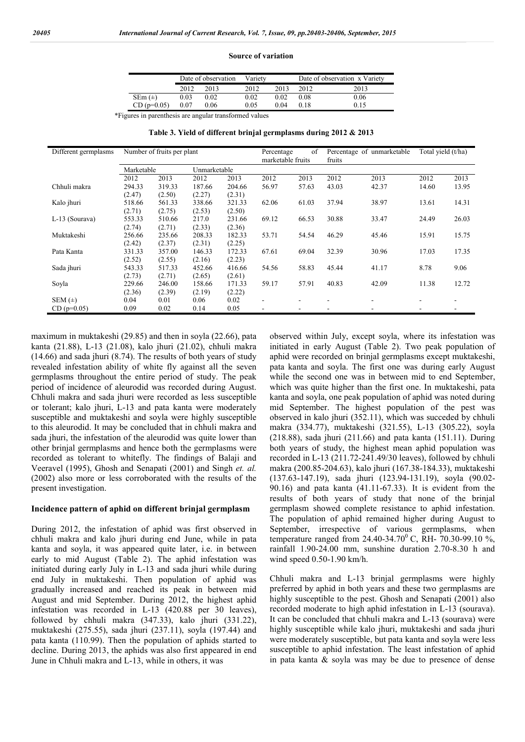**Source of variation**

| | Date of observation | | Variety | | Date of observation x Variety | |
|---|---|---|---|---|---|---|
| | 2012 | 2013 | 2012 | 2013 | 2012 | 2013 |
| SEm (±) | 0.03 | 0.02 | 0.02 | 0.02 | 0.08 | 0.06 |
| CD (p=0.05) | 0.07 | 0.06 | 0.05 | 0.04 | 0.18 | 0.15 |

*Figures in parenthesis are angular transformed values

**Table 3. Yield of different brinjal germplasms during 2012 & 2013**

| Different germplasms | Number of fruits per plant | | | | Percentage of marketable fruits | | Percentage of unmarketable fruits | | Total yield (t/ha) | |
|---|---|---|---|---|---|---|---|---|---|---|
| | Marketable | | Unmarketable | | | | | | | |
| | 2012 | 2013 | 2012 | 2013 | 2012 | 2013 | 2012 | 2013 | 2012 | 2013 |
| Chhuli makra | 294.33 (2.47) | 319.33 (2.50) | 187.66 (2.27) | 204.66 (2.31) | 56.97 | 57.63 | 43.03 | 42.37 | 14.60 | 13.95 |
| Kalo jhuri | 518.66 (2.71) | 561.33 (2.75) | 338.66 (2.53) | 321.33 (2.50) | 62.06 | 61.03 | 37.94 | 38.97 | 13.61 | 14.31 |
| L-13 (Sourava) | 553.33 (2.74) | 510.66 (2.71) | 217.0 (2.33) | 231.66 (2.36) | 69.12 | 66.53 | 30.88 | 33.47 | 24.49 | 26.03 |
| Muktakeshi | 256.66 (2.42) | 235.66 (2.37) | 208.33 (2.31) | 182.33 (2.25) | 53.71 | 54.54 | 46.29 | 45.46 | 15.91 | 15.75 |
| Pata Kanta | 331.33 (2.52) | 357.00 (2.55) | 146.33 (2.16) | 172.33 (2.23) | 67.61 | 69.04 | 32.39 | 30.96 | 17.03 | 17.35 |
| Sada jhuri | 543.33 (2.73) | 517.33 (2.71) | 452.66 (2.65) | 416.66 (2.61) | 54.56 | 58.83 | 45.44 | 41.17 | 8.78 | 9.06 |
| Soyla | 229.66 (2.36) | 246.00 (2.39) | 158.66 (2.19) | 171.33 (2.22) | 59.17 | 57.91 | 40.83 | 42.09 | 11.38 | 12.72 |
| SEM (±) | 0.04 | 0.01 | 0.06 | 0.02 | - | - | - | - | - | - |
| CD (p=0.05) | 0.09 | 0.02 | 0.14 | 0.05 | - | - | - | - | - | - |

maximum in muktakeshi (29.85) and then in soyla (22.66), pata kanta (21.88), L-13 (21.08), kalo jhuri (21.02), chhuli makra (14.66) and sada jhuri (8.74). The results of both years of study revealed infestation ability of white fly against all the seven germplasms throughout the entire period of study. The peak period of incidence of aleurodid was recorded during August. Chhuli makra and sada jhuri were recorded as less susceptible or tolerant; kalo jhuri, L-13 and pata kanta were moderately susceptible and muktakeshi and soyla were highly susceptible to this aleurodid. It may be concluded that in chhuli makra and sada jhuri, the infestation of the aleurodid was quite lower than other brinjal germplasms and hence both the germplasms were recorded as tolerant to whitefly. The findings of Balaji and Veeravel (1995), Ghosh and Senapati (2001) and Singh *et. al.* (2002) also more or less corroborated with the results of the present investigation.

### Incidence pattern of aphid on different brinjal germplasm

During 2012, the infestation of aphid was first observed in chhuli makra and kalo jhuri during end June, while in pata kanta and soyla, it was appeared quite later, i.e. in between early to mid August (Table 2). The aphid infestation was initiated during early July in L-13 and sada jhuri while during end July in muktakeshi. Then population of aphid was gradually increased and reached its peak in between mid August and mid September. During 2012, the highest aphid infestation was recorded in L-13 (420.88 per 30 leaves), followed by chhuli makra (347.33), kalo jhuri (331.22), muktakeshi (275.55), sada jhuri (237.11), soyla (197.44) and pata kanta (110.99). Then the population of aphids started to decline. During 2013, the aphids was also first appeared in end June in Chhuli makra and L-13, while in others, it was observed within July, except soyla, where its infestation was initiated in early August (Table 2). Two peak population of aphid were recorded on brinjal germplasms except muktakeshi, pata kanta and soyla. The first one was during early August while the second one was in between mid to end September, which was quite higher than the first one. In muktakeshi, pata kanta and soyla, one peak population of aphid was noted during mid September. The highest population of the pest was observed in kalo jhuri (352.11), which was succeded by chhuli makra (334.77), muktakeshi (321.55), L-13 (305.22), soyla (218.88), sada jhuri (211.66) and pata kanta (151.11). During both years of study, the highest mean aphid population was recorded in L-13 (211.72-241.49/30 leaves), followed by chhuli makra (200.85-204.63), kalo jhuri (167.38-184.33), muktakeshi (137.63-147.19), sada jhuri (123.94-131.19), soyla (90.02-90.16) and pata kanta (41.11-67.33). It is evident from the results of both years of study that none of the brinjal germplasm showed complete resistance to aphid infestation. The population of aphid remained higher during August to September, irrespective of various germplasms, when temperature ranged from 24.40-34.70$^0$ C, RH- 70.30-99.10 %, rainfall 1.90-24.00 mm, sunshine duration 2.70-8.30 h and wind speed 0.50-1.90 km/h.

Chhuli makra and L-13 brinjal germplasms were highly preferred by aphid in both years and these two germplasms are highly susceptible to the pest. Ghosh and Senapati (2001) also recorded moderate to high aphid infestation in L-13 (sourava). It can be concluded that chhuli makra and L-13 (sourava) were highly susceptible while kalo jhuri, muktakeshi and sada jhuri were moderately susceptible, but pata kanta and soyla were less susceptible to aphid infestation. The least infestation of aphid in pata kanta & soyla was may be due to presence of dense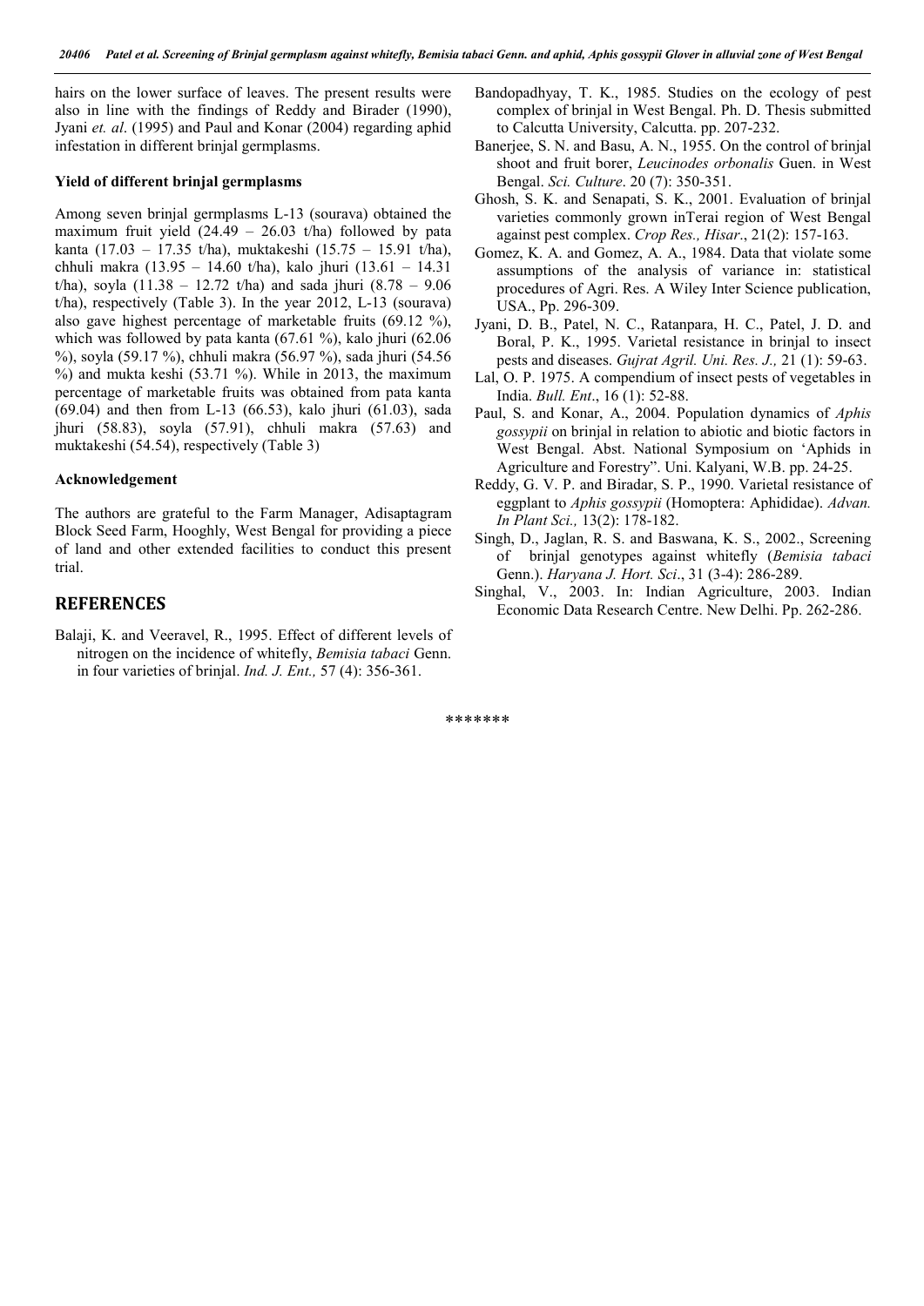hairs on the lower surface of leaves. The present results were also in line with the findings of Reddy and Birader (1990), Jyani *et. al*. (1995) and Paul and Konar (2004) regarding aphid infestation in different brinjal germplasms.

### Yield of different brinjal germplasms

Among seven brinjal germplasms L-13 (sourava) obtained the maximum fruit yield (24.49 – 26.03 t/ha) followed by pata kanta (17.03 – 17.35 t/ha), muktakeshi (15.75 – 15.91 t/ha), chhuli makra (13.95 – 14.60 t/ha), kalo jhuri (13.61 – 14.31 t/ha), soyla (11.38 – 12.72 t/ha) and sada jhuri (8.78 – 9.06 t/ha), respectively (Table 3). In the year 2012, L-13 (sourava) also gave highest percentage of marketable fruits (69.12 %), which was followed by pata kanta (67.61 %), kalo jhuri (62.06 %), soyla (59.17 %), chhuli makra (56.97 %), sada jhuri (54.56 %) and mukta keshi (53.71 %). While in 2013, the maximum percentage of marketable fruits was obtained from pata kanta (69.04) and then from L-13 (66.53), kalo jhuri (61.03), sada jhuri (58.83), soyla (57.91), chhuli makra (57.63) and muktakeshi (54.54), respectively (Table 3)

### Acknowledgement

The authors are grateful to the Farm Manager, Adisaptagram Block Seed Farm, Hooghly, West Bengal for providing a piece of land and other extended facilities to conduct this present trial.

## REFERENCES

Balaji, K. and Veeravel, R., 1995. Effect of different levels of nitrogen on the incidence of whitefly, *Bemisia tabaci* Genn. in four varieties of brinjal. *Ind. J. Ent.,* 57 (4): 356-361.

Bandopadhyay, T. K., 1985. Studies on the ecology of pest complex of brinjal in West Bengal. Ph. D. Thesis submitted to Calcutta University, Calcutta. pp. 207-232.

Banerjee, S. N. and Basu, A. N., 1955. On the control of brinjal shoot and fruit borer, *Leucinodes orbonalis* Guen. in West Bengal. *Sci. Culture*. 20 (7): 350-351.

Ghosh, S. K. and Senapati, S. K., 2001. Evaluation of brinjal varieties commonly grown inTerai region of West Bengal against pest complex. *Crop Res., Hisar*., 21(2): 157-163.

Gomez, K. A. and Gomez, A. A., 1984. Data that violate some assumptions of the analysis of variance in: statistical procedures of Agri. Res. A Wiley Inter Science publication, USA., Pp. 296-309.

Jyani, D. B., Patel, N. C., Ratanpara, H. C., Patel, J. D. and Boral, P. K., 1995. Varietal resistance in brinjal to insect pests and diseases. *Gujrat Agril. Uni. Res. J.,* 21 (1): 59-63.

Lal, O. P. 1975. A compendium of insect pests of vegetables in India. *Bull. Ent*., 16 (1): 52-88.

Paul, S. and Konar, A., 2004. Population dynamics of *Aphis gossypii* on brinjal in relation to abiotic and biotic factors in West Bengal. Abst. National Symposium on 'Aphids in Agriculture and Forestry". Uni. Kalyani, W.B. pp. 24-25.

Reddy, G. V. P. and Biradar, S. P., 1990. Varietal resistance of eggplant to *Aphis gossypii* (Homoptera: Aphididae). *Advan. In Plant Sci.,* 13(2): 178-182.

Singh, D., Jaglan, R. S. and Baswana, K. S., 2002., Screening of brinjal genotypes against whitefly (*Bemisia tabaci* Genn.). *Haryana J. Hort. Sci*., 31 (3-4): 286-289.

Singhal, V., 2003. In: Indian Agriculture, 2003. Indian Economic Data Research Centre. New Delhi. Pp. 262-286.

*******